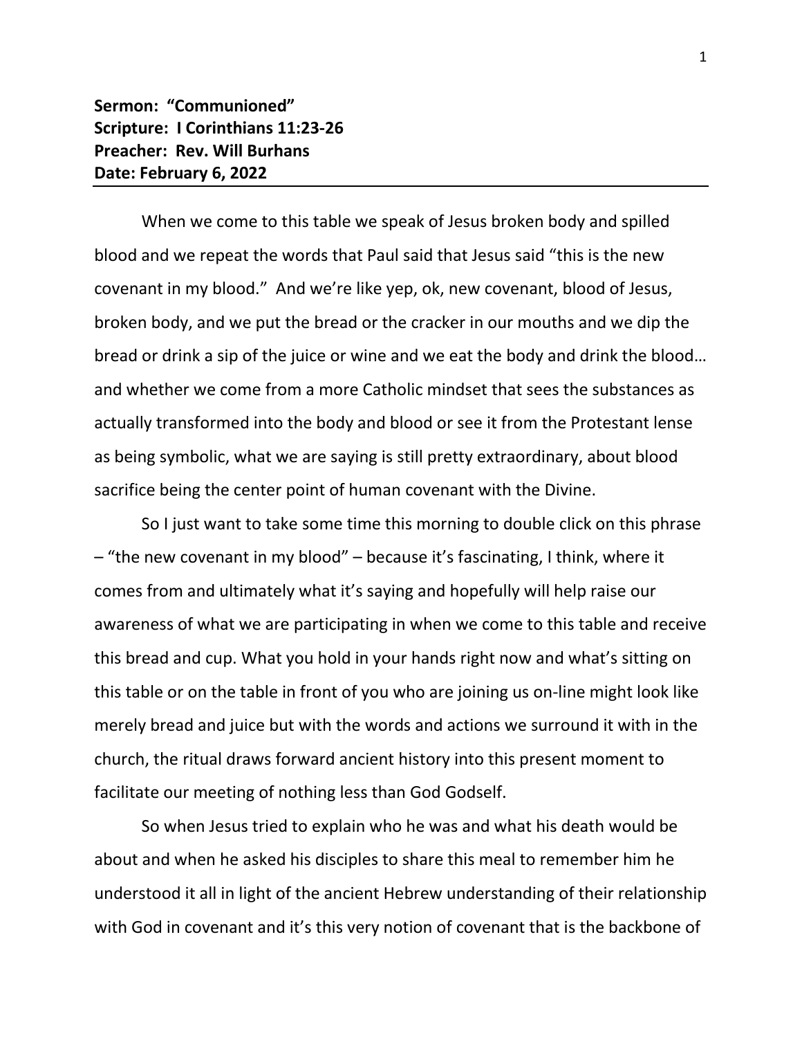**Sermon: "Communioned"**
**Scripture: I Corinthians 11:23-26**
**Preacher: Rev. Will Burhans**
**Date: February 6, 2022**

---

When we come to this table we speak of Jesus broken body and spilled blood and we repeat the words that Paul said that Jesus said "this is the new covenant in my blood." And we're like yep, ok, new covenant, blood of Jesus, broken body, and we put the bread or the cracker in our mouths and we dip the bread or drink a sip of the juice or wine and we eat the body and drink the blood… and whether we come from a more Catholic mindset that sees the substances as actually transformed into the body and blood or see it from the Protestant lense as being symbolic, what we are saying is still pretty extraordinary, about blood sacrifice being the center point of human covenant with the Divine.

So I just want to take some time this morning to double click on this phrase – "the new covenant in my blood" – because it's fascinating, I think, where it comes from and ultimately what it's saying and hopefully will help raise our awareness of what we are participating in when we come to this table and receive this bread and cup. What you hold in your hands right now and what's sitting on this table or on the table in front of you who are joining us on-line might look like merely bread and juice but with the words and actions we surround it with in the church, the ritual draws forward ancient history into this present moment to facilitate our meeting of nothing less than God Godself.

So when Jesus tried to explain who he was and what his death would be about and when he asked his disciples to share this meal to remember him he understood it all in light of the ancient Hebrew understanding of their relationship with God in covenant and it's this very notion of covenant that is the backbone of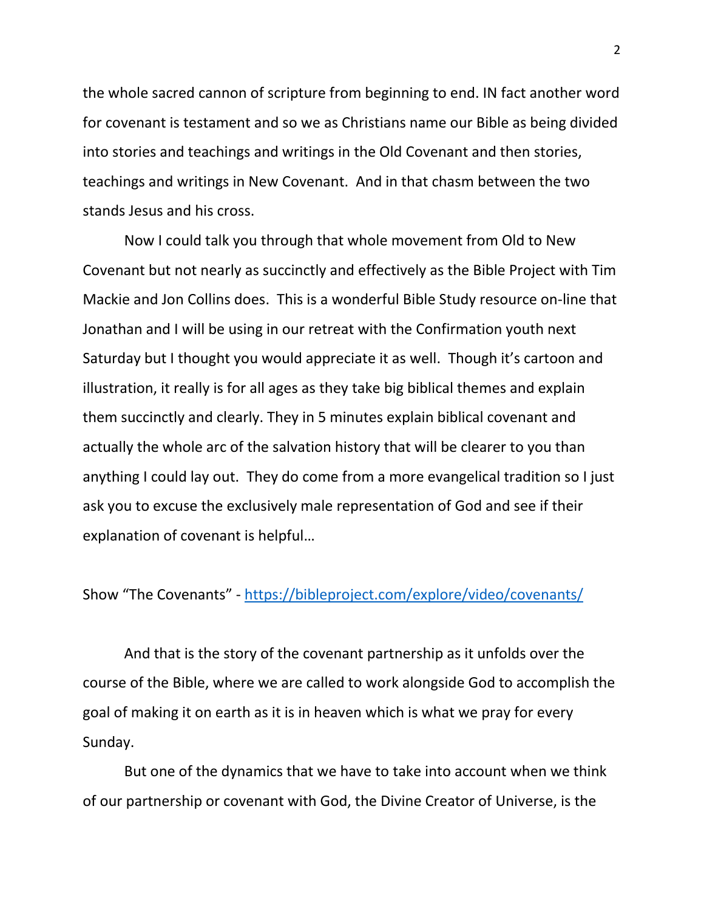the whole sacred cannon of scripture from beginning to end. IN fact another word for covenant is testament and so we as Christians name our Bible as being divided into stories and teachings and writings in the Old Covenant and then stories, teachings and writings in New Covenant.  And in that chasm between the two stands Jesus and his cross.

Now I could talk you through that whole movement from Old to New Covenant but not nearly as succinctly and effectively as the Bible Project with Tim Mackie and Jon Collins does.  This is a wonderful Bible Study resource on-line that Jonathan and I will be using in our retreat with the Confirmation youth next Saturday but I thought you would appreciate it as well.  Though it's cartoon and illustration, it really is for all ages as they take big biblical themes and explain them succinctly and clearly. They in 5 minutes explain biblical covenant and actually the whole arc of the salvation history that will be clearer to you than anything I could lay out.  They do come from a more evangelical tradition so I just ask you to excuse the exclusively male representation of God and see if their explanation of covenant is helpful…

Show "The Covenants" - [https://bibleproject.com/explore/video/covenants/](https://bibleproject.com/explore/video/covenants/)

And that is the story of the covenant partnership as it unfolds over the course of the Bible, where we are called to work alongside God to accomplish the goal of making it on earth as it is in heaven which is what we pray for every Sunday.

But one of the dynamics that we have to take into account when we think of our partnership or covenant with God, the Divine Creator of Universe, is the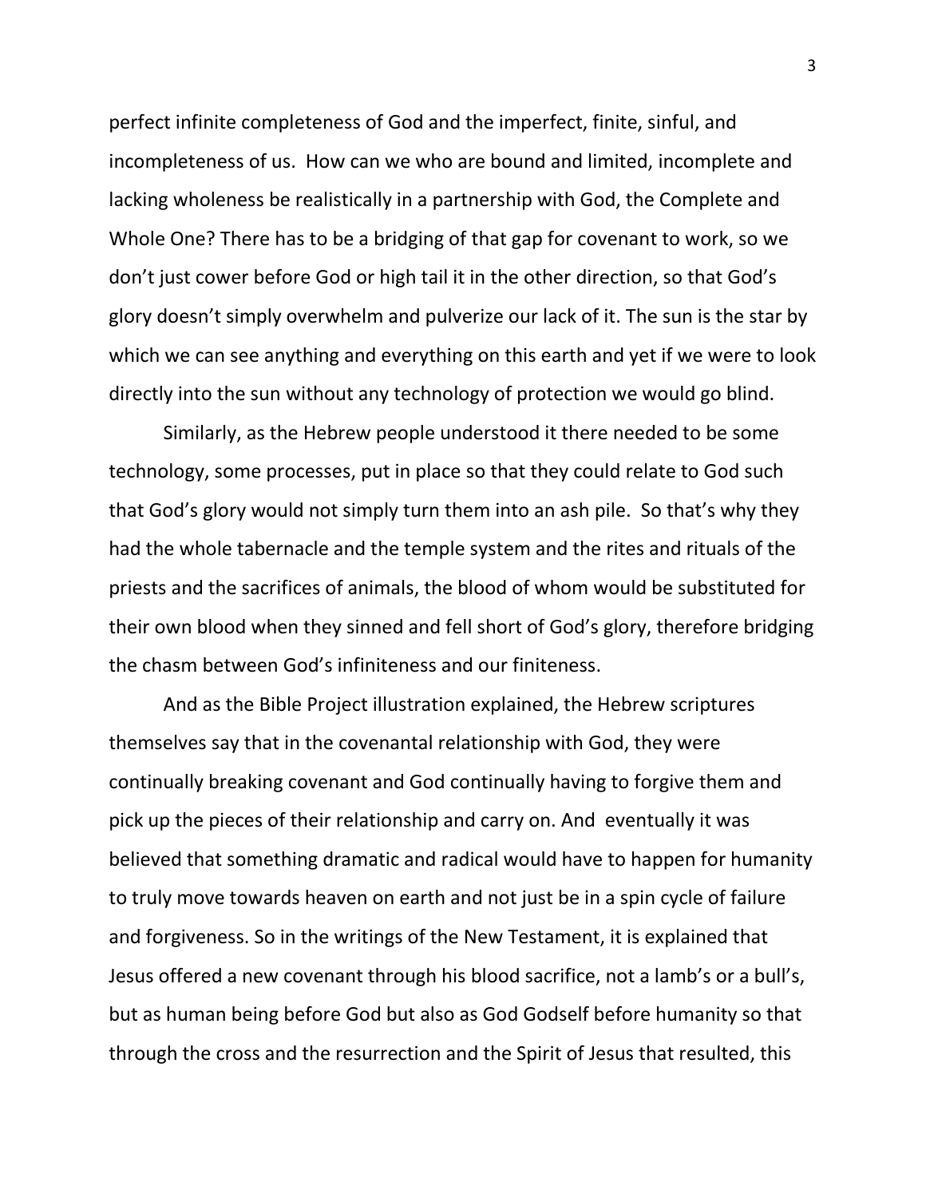perfect infinite completeness of God and the imperfect, finite, sinful, and incompleteness of us. How can we who are bound and limited, incomplete and lacking wholeness be realistically in a partnership with God, the Complete and Whole One? There has to be a bridging of that gap for covenant to work, so we don't just cower before God or high tail it in the other direction, so that God's glory doesn't simply overwhelm and pulverize our lack of it. The sun is the star by which we can see anything and everything on this earth and yet if we were to look directly into the sun without any technology of protection we would go blind.

Similarly, as the Hebrew people understood it there needed to be some technology, some processes, put in place so that they could relate to God such that God's glory would not simply turn them into an ash pile. So that's why they had the whole tabernacle and the temple system and the rites and rituals of the priests and the sacrifices of animals, the blood of whom would be substituted for their own blood when they sinned and fell short of God's glory, therefore bridging the chasm between God's infiniteness and our finiteness.

And as the Bible Project illustration explained, the Hebrew scriptures themselves say that in the covenantal relationship with God, they were continually breaking covenant and God continually having to forgive them and pick up the pieces of their relationship and carry on. And eventually it was believed that something dramatic and radical would have to happen for humanity to truly move towards heaven on earth and not just be in a spin cycle of failure and forgiveness. So in the writings of the New Testament, it is explained that Jesus offered a new covenant through his blood sacrifice, not a lamb's or a bull's, but as human being before God but also as God Godself before humanity so that through the cross and the resurrection and the Spirit of Jesus that resulted, this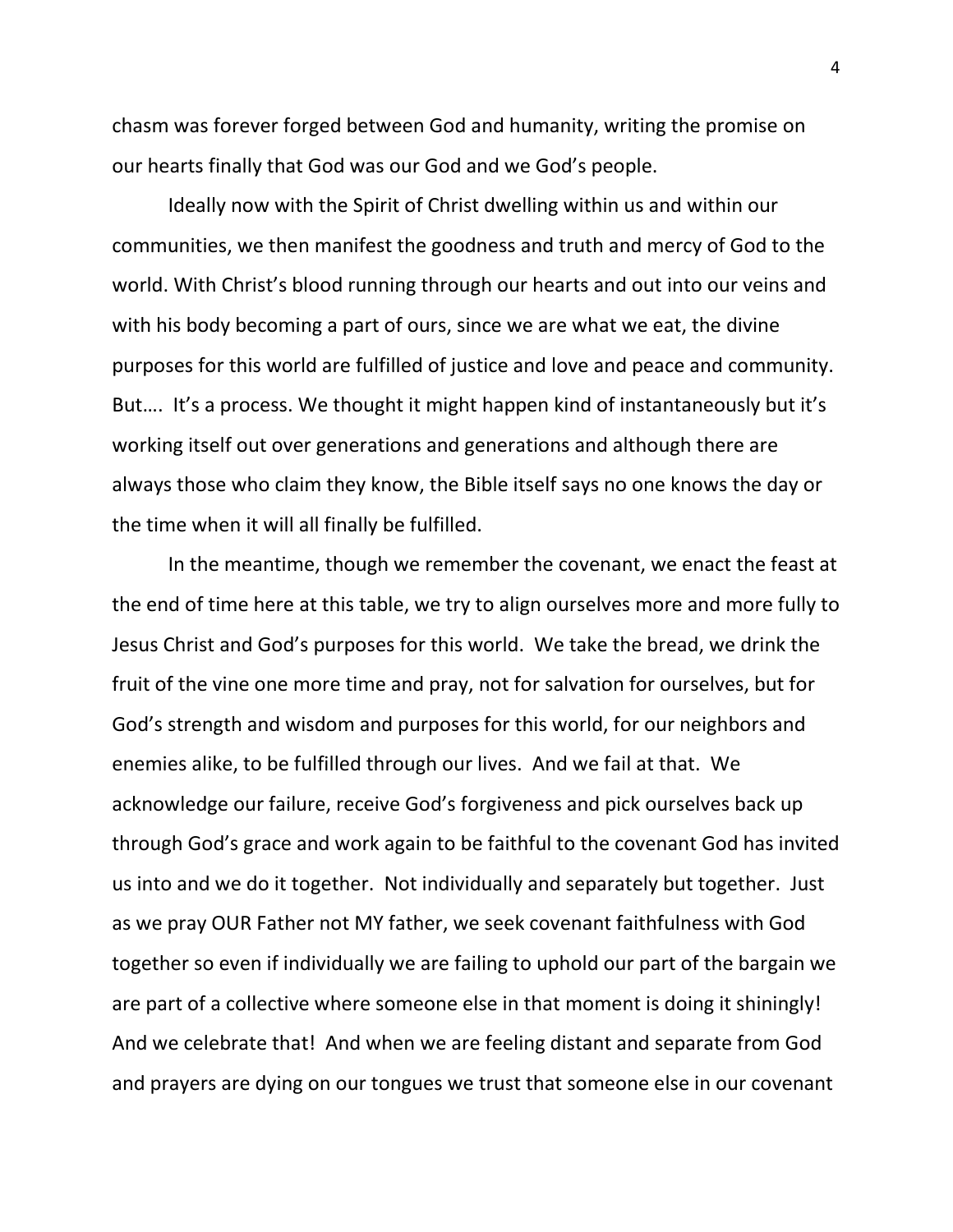chasm was forever forged between God and humanity, writing the promise on our hearts finally that God was our God and we God's people.

Ideally now with the Spirit of Christ dwelling within us and within our communities, we then manifest the goodness and truth and mercy of God to the world. With Christ's blood running through our hearts and out into our veins and with his body becoming a part of ours, since we are what we eat, the divine purposes for this world are fulfilled of justice and love and peace and community. But…. It's a process. We thought it might happen kind of instantaneously but it's working itself out over generations and generations and although there are always those who claim they know, the Bible itself says no one knows the day or the time when it will all finally be fulfilled.

In the meantime, though we remember the covenant, we enact the feast at the end of time here at this table, we try to align ourselves more and more fully to Jesus Christ and God's purposes for this world. We take the bread, we drink the fruit of the vine one more time and pray, not for salvation for ourselves, but for God's strength and wisdom and purposes for this world, for our neighbors and enemies alike, to be fulfilled through our lives. And we fail at that. We acknowledge our failure, receive God's forgiveness and pick ourselves back up through God's grace and work again to be faithful to the covenant God has invited us into and we do it together. Not individually and separately but together. Just as we pray OUR Father not MY father, we seek covenant faithfulness with God together so even if individually we are failing to uphold our part of the bargain we are part of a collective where someone else in that moment is doing it shiningly! And we celebrate that! And when we are feeling distant and separate from God and prayers are dying on our tongues we trust that someone else in our covenant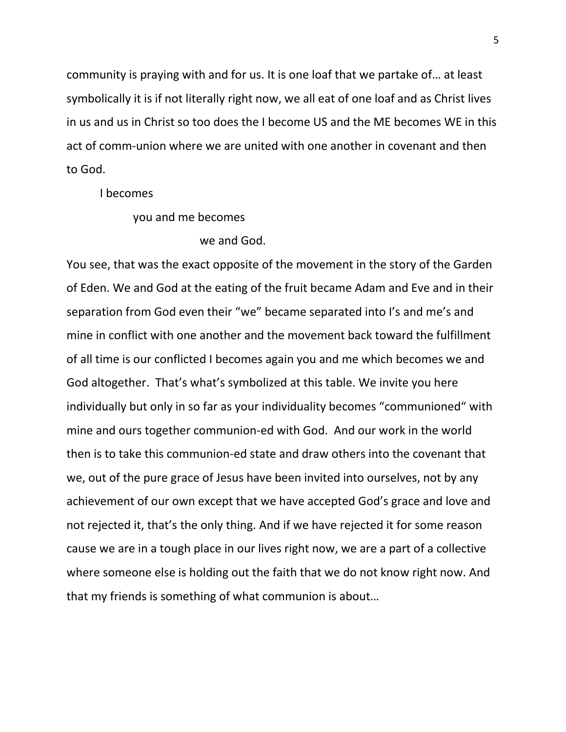community is praying with and for us. It is one loaf that we partake of… at least symbolically it is if not literally right now, we all eat of one loaf and as Christ lives in us and us in Christ so too does the I become US and the ME becomes WE in this act of comm-union where we are united with one another in covenant and then to God.

I becomes

you and me becomes

we and God.

You see, that was the exact opposite of the movement in the story of the Garden of Eden. We and God at the eating of the fruit became Adam and Eve and in their separation from God even their "we" became separated into I's and me's and mine in conflict with one another and the movement back toward the fulfillment of all time is our conflicted I becomes again you and me which becomes we and God altogether. That's what's symbolized at this table. We invite you here individually but only in so far as your individuality becomes "communioned" with mine and ours together communion-ed with God. And our work in the world then is to take this communion-ed state and draw others into the covenant that we, out of the pure grace of Jesus have been invited into ourselves, not by any achievement of our own except that we have accepted God's grace and love and not rejected it, that's the only thing. And if we have rejected it for some reason cause we are in a tough place in our lives right now, we are a part of a collective where someone else is holding out the faith that we do not know right now. And that my friends is something of what communion is about…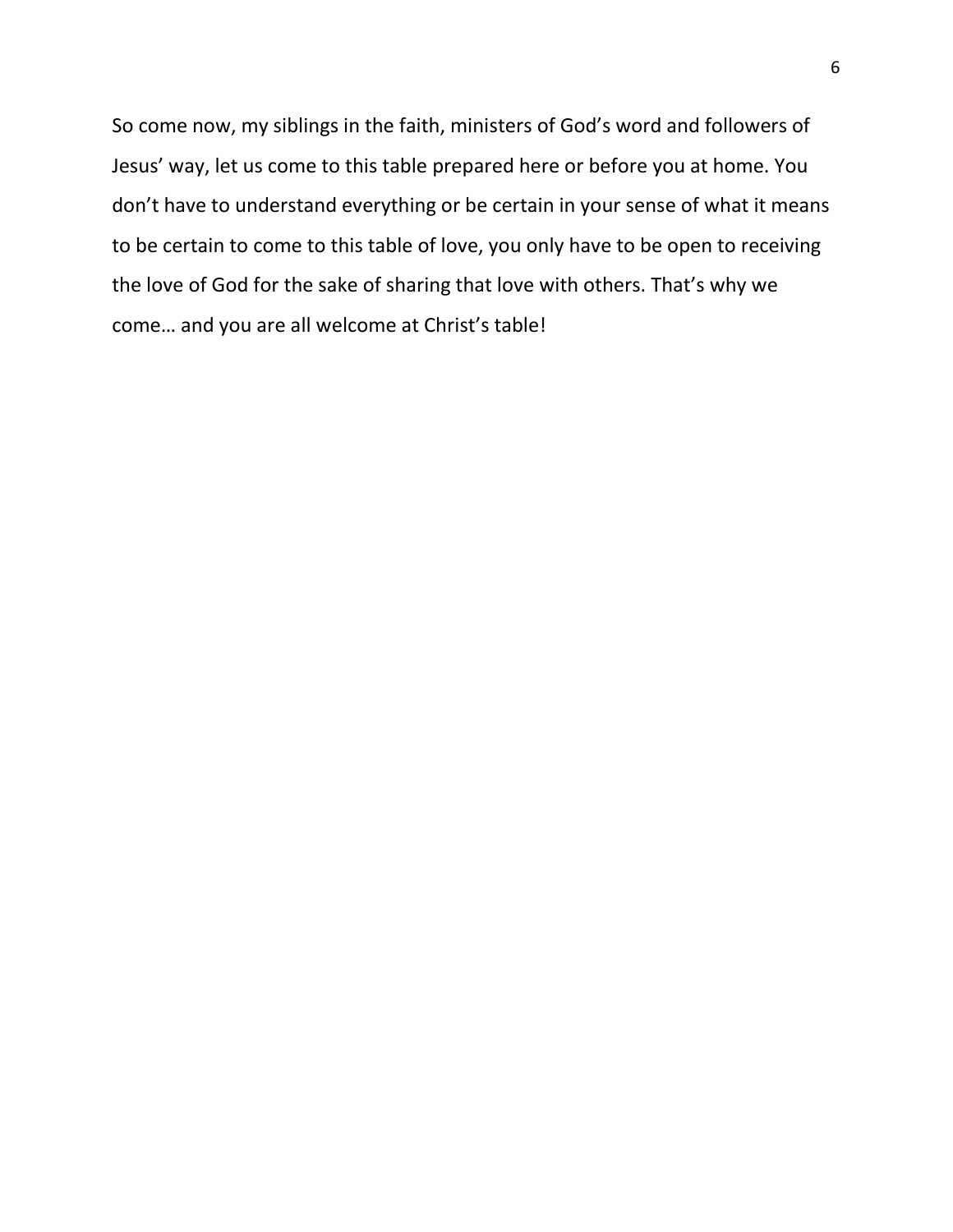So come now, my siblings in the faith, ministers of God's word and followers of Jesus' way, let us come to this table prepared here or before you at home. You don't have to understand everything or be certain in your sense of what it means to be certain to come to this table of love, you only have to be open to receiving the love of God for the sake of sharing that love with others. That's why we come… and you are all welcome at Christ's table!